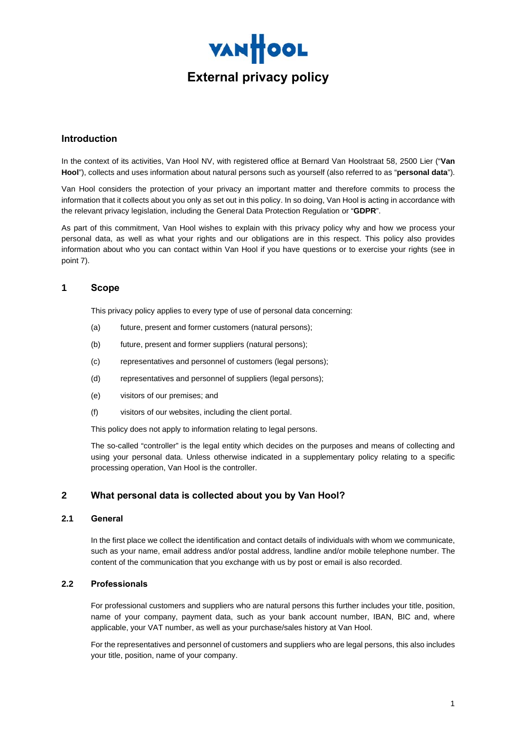# External privacy policy

## Introduction

In the context of its activities, Van Hool NV, with registered office at Bernard Van Hoolstraat 58, 2500 Lier ("**Van Hool**"), collects and uses information about natural persons such as yourself (also referred to as "**personal data**").

Van Hool considers the protection of your privacy an important matter and therefore commits to process the information that it collects about you only as set out in this policy. In so doing, Van Hool is acting in accordance with the relevant privacy legislation, including the General Data Protection Regulation or "**GDPR**".

As part of this commitment, Van Hool wishes to explain with this privacy policy why and how we process your personal data, as well as what your rights and our obligations are in this respect. This policy also provides information about who you can contact within Van Hool if you have questions or to exercise your rights (see in point 7).

## 1 Scope

This privacy policy applies to every type of use of personal data concerning:

(a) future, present and former customers (natural persons);

(b) future, present and former suppliers (natural persons);

(c) representatives and personnel of customers (legal persons);

(d) representatives and personnel of suppliers (legal persons);

(e) visitors of our premises; and

(f) visitors of our websites, including the client portal.

This policy does not apply to information relating to legal persons.

The so-called "controller" is the legal entity which decides on the purposes and means of collecting and using your personal data. Unless otherwise indicated in a supplementary policy relating to a specific processing operation, Van Hool is the controller.

## 2 What personal data is collected about you by Van Hool?

### 2.1 General

In the first place we collect the identification and contact details of individuals with whom we communicate, such as your name, email address and/or postal address, landline and/or mobile telephone number. The content of the communication that you exchange with us by post or email is also recorded.

### 2.2 Professionals

For professional customers and suppliers who are natural persons this further includes your title, position, name of your company, payment data, such as your bank account number, IBAN, BIC and, where applicable, your VAT number, as well as your purchase/sales history at Van Hool.

For the representatives and personnel of customers and suppliers who are legal persons, this also includes your title, position, name of your company.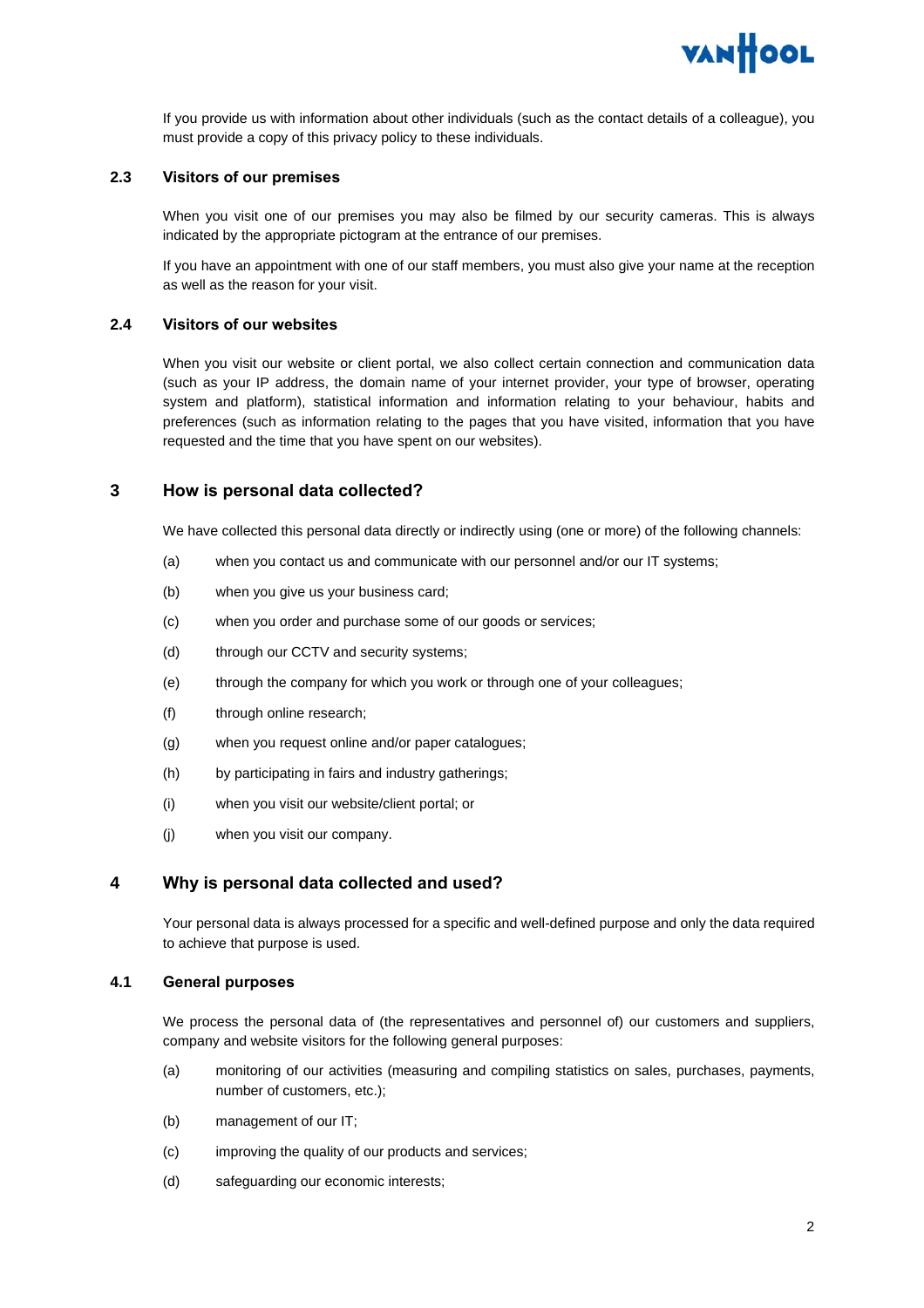If you provide us with information about other individuals (such as the contact details of a colleague), you must provide a copy of this privacy policy to these individuals.

### 2.3 Visitors of our premises

When you visit one of our premises you may also be filmed by our security cameras. This is always indicated by the appropriate pictogram at the entrance of our premises.

If you have an appointment with one of our staff members, you must also give your name at the reception as well as the reason for your visit.

### 2.4 Visitors of our websites

When you visit our website or client portal, we also collect certain connection and communication data (such as your IP address, the domain name of your internet provider, your type of browser, operating system and platform), statistical information and information relating to your behaviour, habits and preferences (such as information relating to the pages that you have visited, information that you have requested and the time that you have spent on our websites).

## 3 How is personal data collected?

We have collected this personal data directly or indirectly using (one or more) of the following channels:

(a) when you contact us and communicate with our personnel and/or our IT systems;

(b) when you give us your business card;

(c) when you order and purchase some of our goods or services;

(d) through our CCTV and security systems;

(e) through the company for which you work or through one of your colleagues;

(f) through online research;

(g) when you request online and/or paper catalogues;

(h) by participating in fairs and industry gatherings;

(i) when you visit our website/client portal; or

(j) when you visit our company.

## 4 Why is personal data collected and used?

Your personal data is always processed for a specific and well-defined purpose and only the data required to achieve that purpose is used.

### 4.1 General purposes

We process the personal data of (the representatives and personnel of) our customers and suppliers, company and website visitors for the following general purposes:

(a) monitoring of our activities (measuring and compiling statistics on sales, purchases, payments, number of customers, etc.);

(b) management of our IT;

(c) improving the quality of our products and services;

(d) safeguarding our economic interests;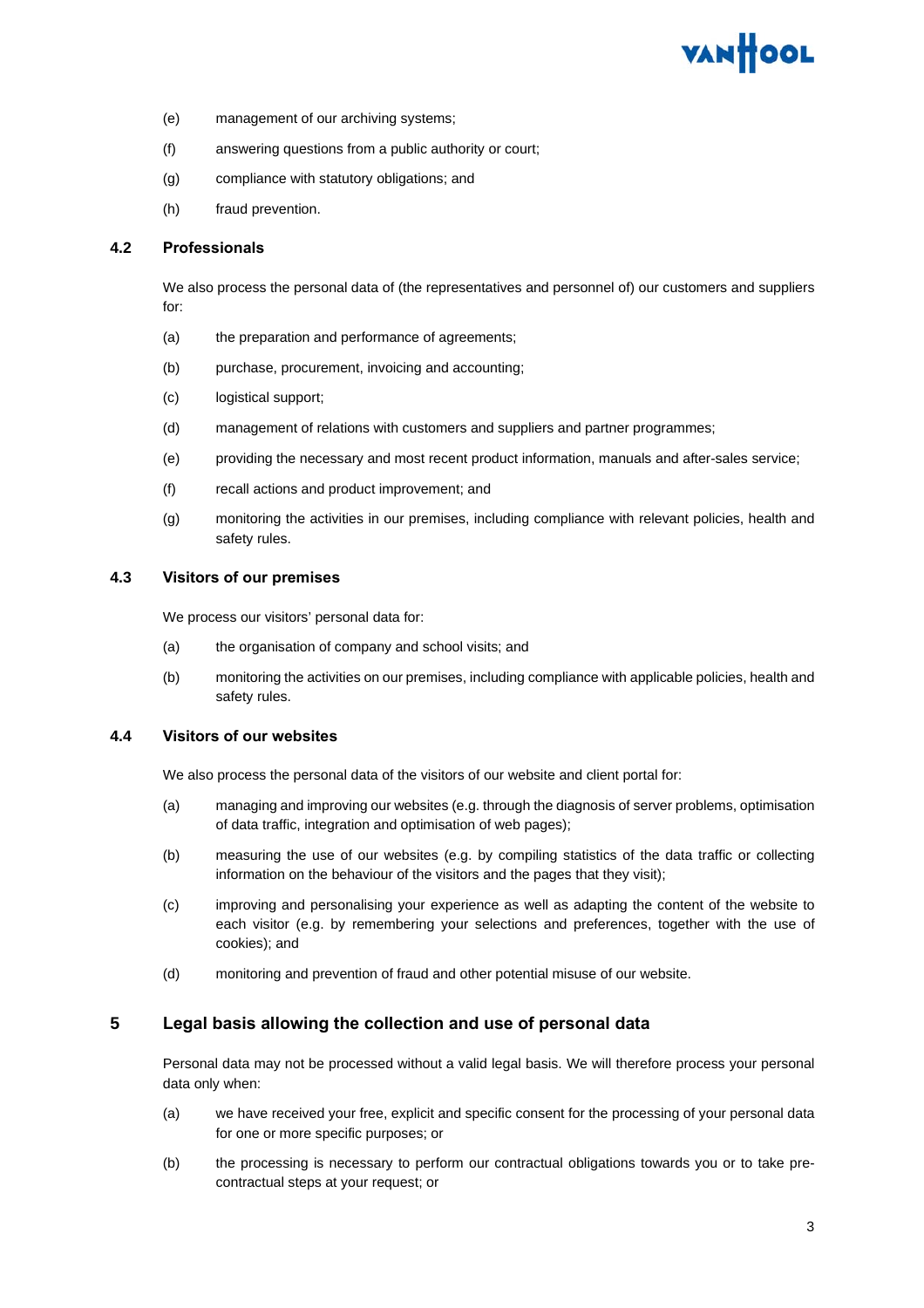(e) management of our archiving systems;

(f) answering questions from a public authority or court;

(g) compliance with statutory obligations; and

(h) fraud prevention.

### 4.2 Professionals

We also process the personal data of (the representatives and personnel of) our customers and suppliers for:

(a) the preparation and performance of agreements;

(b) purchase, procurement, invoicing and accounting;

(c) logistical support;

(d) management of relations with customers and suppliers and partner programmes;

(e) providing the necessary and most recent product information, manuals and after-sales service;

(f) recall actions and product improvement; and

(g) monitoring the activities in our premises, including compliance with relevant policies, health and safety rules.

### 4.3 Visitors of our premises

We process our visitors' personal data for:

(a) the organisation of company and school visits; and

(b) monitoring the activities on our premises, including compliance with applicable policies, health and safety rules.

### 4.4 Visitors of our websites

We also process the personal data of the visitors of our website and client portal for:

(a) managing and improving our websites (e.g. through the diagnosis of server problems, optimisation of data traffic, integration and optimisation of web pages);

(b) measuring the use of our websites (e.g. by compiling statistics of the data traffic or collecting information on the behaviour of the visitors and the pages that they visit);

(c) improving and personalising your experience as well as adapting the content of the website to each visitor (e.g. by remembering your selections and preferences, together with the use of cookies); and

(d) monitoring and prevention of fraud and other potential misuse of our website.

## 5 Legal basis allowing the collection and use of personal data

Personal data may not be processed without a valid legal basis. We will therefore process your personal data only when:

(a) we have received your free, explicit and specific consent for the processing of your personal data for one or more specific purposes; or

(b) the processing is necessary to perform our contractual obligations towards you or to take pre-contractual steps at your request; or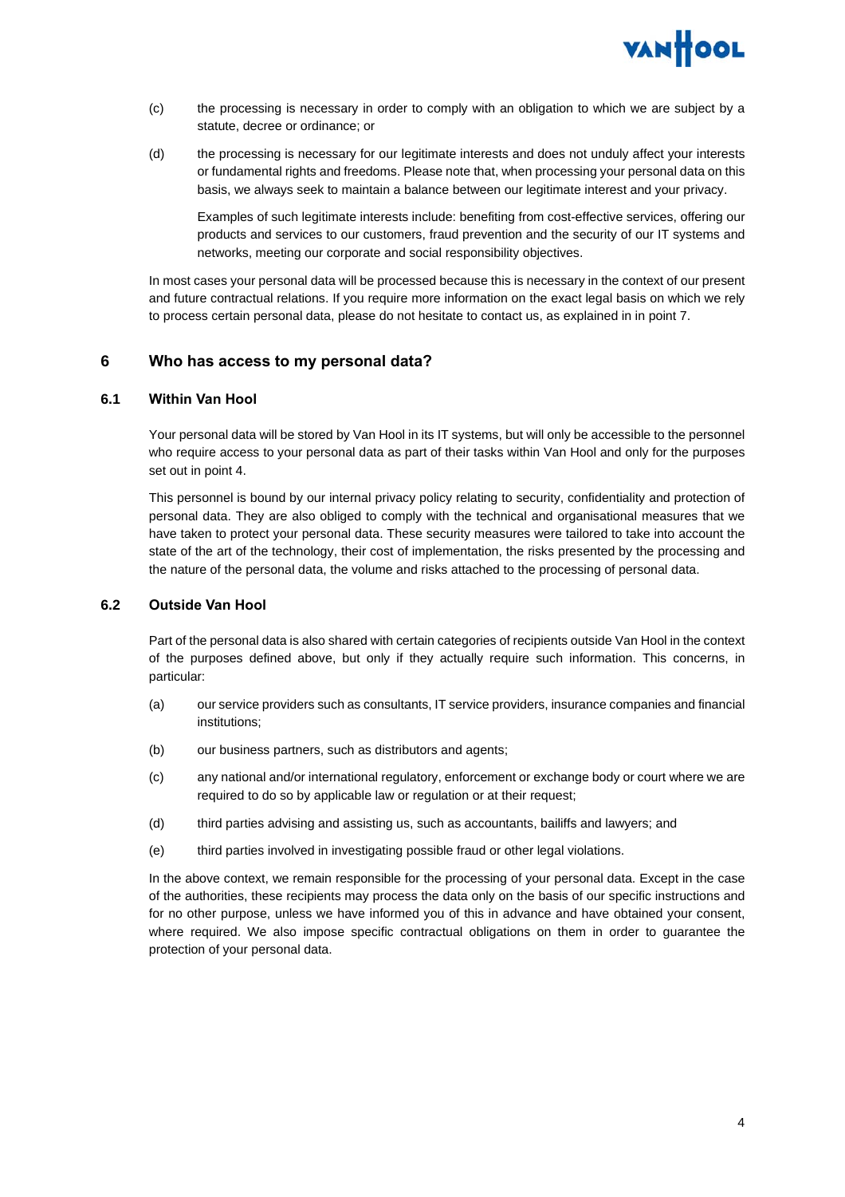(c) the processing is necessary in order to comply with an obligation to which we are subject by a statute, decree or ordinance; or

(d) the processing is necessary for our legitimate interests and does not unduly affect your interests or fundamental rights and freedoms. Please note that, when processing your personal data on this basis, we always seek to maintain a balance between our legitimate interest and your privacy.

Examples of such legitimate interests include: benefiting from cost-effective services, offering our products and services to our customers, fraud prevention and the security of our IT systems and networks, meeting our corporate and social responsibility objectives.

In most cases your personal data will be processed because this is necessary in the context of our present and future contractual relations. If you require more information on the exact legal basis on which we rely to process certain personal data, please do not hesitate to contact us, as explained in in point 7.

## 6 Who has access to my personal data?

### 6.1 Within Van Hool

Your personal data will be stored by Van Hool in its IT systems, but will only be accessible to the personnel who require access to your personal data as part of their tasks within Van Hool and only for the purposes set out in point 4.

This personnel is bound by our internal privacy policy relating to security, confidentiality and protection of personal data. They are also obliged to comply with the technical and organisational measures that we have taken to protect your personal data. These security measures were tailored to take into account the state of the art of the technology, their cost of implementation, the risks presented by the processing and the nature of the personal data, the volume and risks attached to the processing of personal data.

### 6.2 Outside Van Hool

Part of the personal data is also shared with certain categories of recipients outside Van Hool in the context of the purposes defined above, but only if they actually require such information. This concerns, in particular:

(a) our service providers such as consultants, IT service providers, insurance companies and financial institutions;

(b) our business partners, such as distributors and agents;

(c) any national and/or international regulatory, enforcement or exchange body or court where we are required to do so by applicable law or regulation or at their request;

(d) third parties advising and assisting us, such as accountants, bailiffs and lawyers; and

(e) third parties involved in investigating possible fraud or other legal violations.

In the above context, we remain responsible for the processing of your personal data. Except in the case of the authorities, these recipients may process the data only on the basis of our specific instructions and for no other purpose, unless we have informed you of this in advance and have obtained your consent, where required. We also impose specific contractual obligations on them in order to guarantee the protection of your personal data.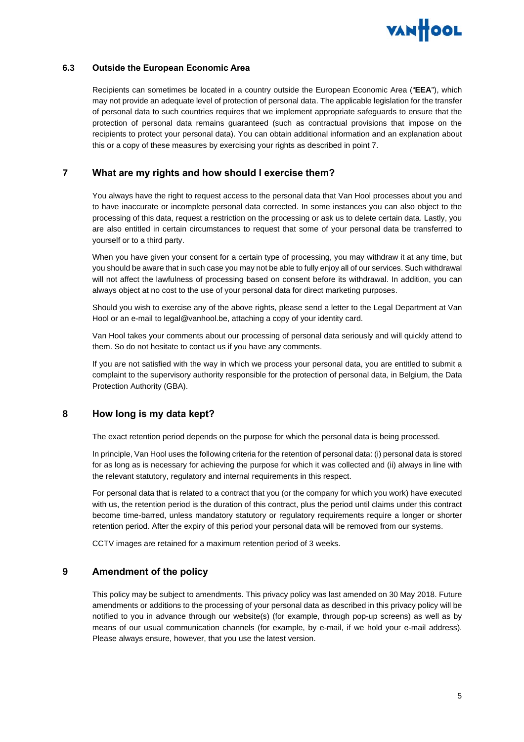### 6.3 Outside the European Economic Area

Recipients can sometimes be located in a country outside the European Economic Area ("**EEA**"), which may not provide an adequate level of protection of personal data. The applicable legislation for the transfer of personal data to such countries requires that we implement appropriate safeguards to ensure that the protection of personal data remains guaranteed (such as contractual provisions that impose on the recipients to protect your personal data). You can obtain additional information and an explanation about this or a copy of these measures by exercising your rights as described in point 7.

## 7 What are my rights and how should I exercise them?

You always have the right to request access to the personal data that Van Hool processes about you and to have inaccurate or incomplete personal data corrected. In some instances you can also object to the processing of this data, request a restriction on the processing or ask us to delete certain data. Lastly, you are also entitled in certain circumstances to request that some of your personal data be transferred to yourself or to a third party.

When you have given your consent for a certain type of processing, you may withdraw it at any time, but you should be aware that in such case you may not be able to fully enjoy all of our services. Such withdrawal will not affect the lawfulness of processing based on consent before its withdrawal. In addition, you can always object at no cost to the use of your personal data for direct marketing purposes.

Should you wish to exercise any of the above rights, please send a letter to the Legal Department at Van Hool or an e-mail to legal@vanhool.be, attaching a copy of your identity card.

Van Hool takes your comments about our processing of personal data seriously and will quickly attend to them. So do not hesitate to contact us if you have any comments.

If you are not satisfied with the way in which we process your personal data, you are entitled to submit a complaint to the supervisory authority responsible for the protection of personal data, in Belgium, the Data Protection Authority (GBA).

## 8 How long is my data kept?

The exact retention period depends on the purpose for which the personal data is being processed.

In principle, Van Hool uses the following criteria for the retention of personal data: (i) personal data is stored for as long as is necessary for achieving the purpose for which it was collected and (ii) always in line with the relevant statutory, regulatory and internal requirements in this respect.

For personal data that is related to a contract that you (or the company for which you work) have executed with us, the retention period is the duration of this contract, plus the period until claims under this contract become time-barred, unless mandatory statutory or regulatory requirements require a longer or shorter retention period. After the expiry of this period your personal data will be removed from our systems.

CCTV images are retained for a maximum retention period of 3 weeks.

## 9 Amendment of the policy

This policy may be subject to amendments. This privacy policy was last amended on 30 May 2018. Future amendments or additions to the processing of your personal data as described in this privacy policy will be notified to you in advance through our website(s) (for example, through pop-up screens) as well as by means of our usual communication channels (for example, by e-mail, if we hold your e-mail address). Please always ensure, however, that you use the latest version.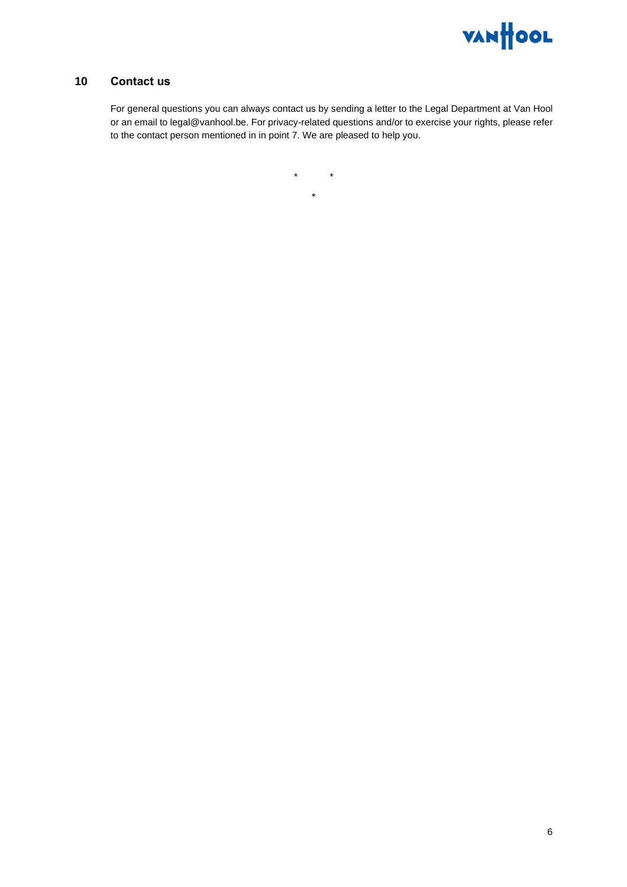## 10 Contact us

For general questions you can always contact us by sending a letter to the Legal Department at Van Hool or an email to legal@vanhool.be. For privacy-related questions and/or to exercise your rights, please refer to the contact person mentioned in in point 7. We are pleased to help you.

\* \*

\*